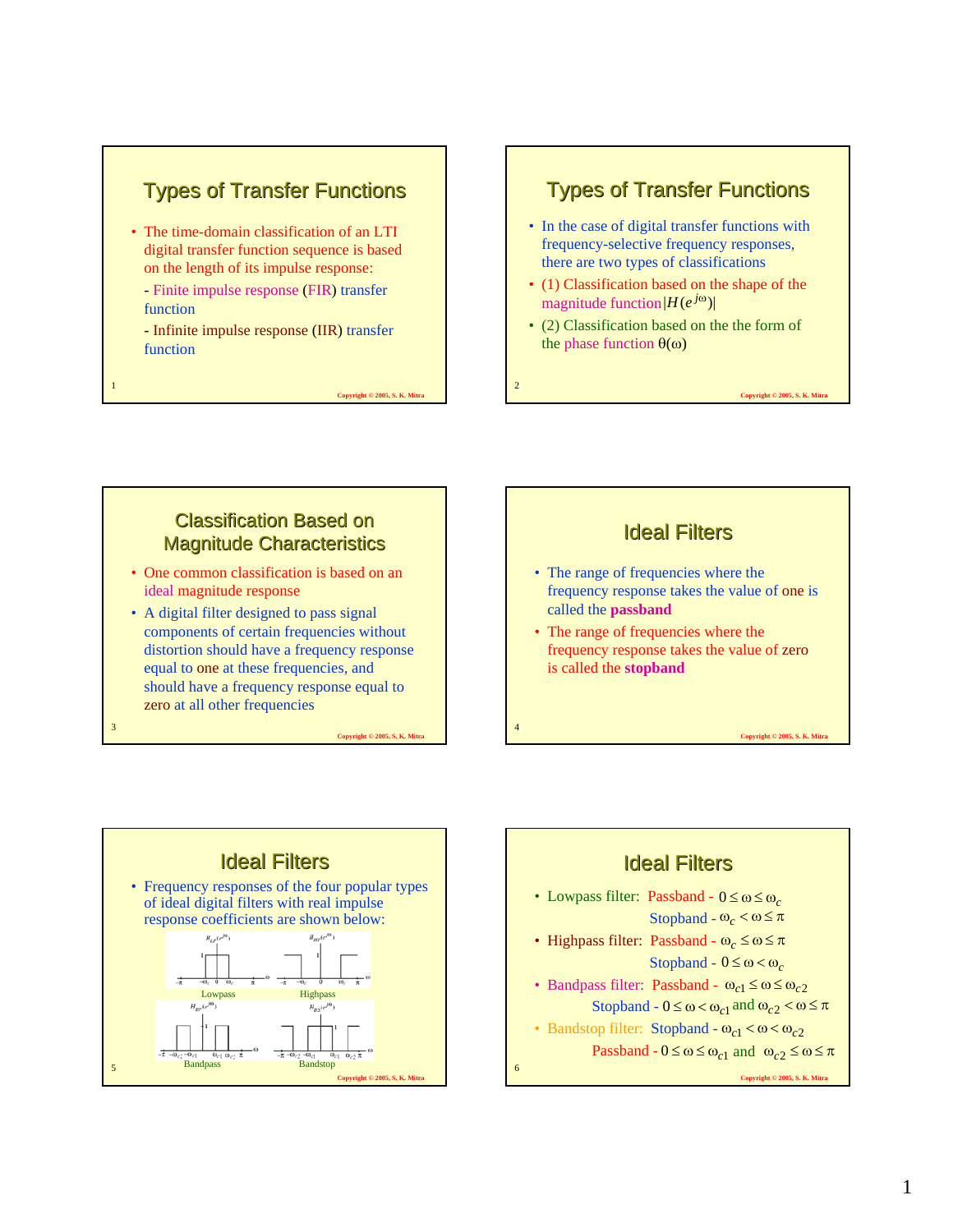## Types of Transfer Functions

- The time-domain classification of an LTI digital transfer function sequence is based on the length of its impulse response:
  - Finite impulse response (FIR) transfer function
  - Infinite impulse response (IIR) transfer function

## Types of Transfer Functions

- In the case of digital transfer functions with frequency-selective frequency responses, there are two types of classifications
- (1) Classification based on the shape of the magnitude function $|H(e^{j\omega})|$
- (2) Classification based on the the form of the phase function $\theta(\omega)$

## Classification Based on Magnitude Characteristics

- One common classification is based on an ideal magnitude response
- A digital filter designed to pass signal components of certain frequencies without distortion should have a frequency response equal to one at these frequencies, and should have a frequency response equal to zero at all other frequencies

## Ideal Filters

- The range of frequencies where the frequency response takes the value of one is called the **passband**
- The range of frequencies where the frequency response takes the value of zero is called the **stopband**

## Ideal Filters

- Frequency responses of the four popular types of ideal digital filters with real impulse response coefficients are shown below:

Lowpass

Highpass

Bandpass

Bandstop

## Ideal Filters

- Lowpass filter: Passband - $0 \le \omega \le \omega_c$
  Stopband - $\omega_c < \omega \le \pi$
- Highpass filter: Passband - $\omega_c \le \omega \le \pi$
  Stopband - $0 \le \omega < \omega_c$
- Bandpass filter: Passband - $\omega_{c1} \le \omega \le \omega_{c2}$
  Stopband - $0 \le \omega < \omega_{c1}$ and $\omega_{c2} < \omega \le \pi$
- Bandstop filter: Stopband - $\omega_{c1} < \omega < \omega_{c2}$
  Passband - $0 \le \omega \le \omega_{c1}$ and $\omega_{c2} \le \omega \le \pi$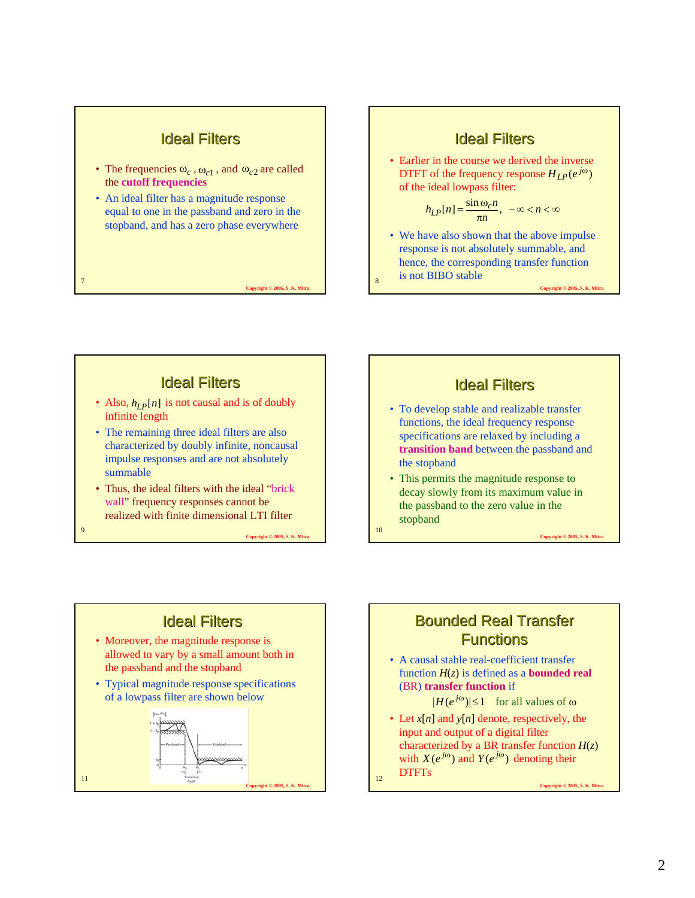## Ideal Filters

- The frequencies $\omega_c$, $\omega_{c1}$, and $\omega_{c2}$ are called the **cutoff frequencies**
- An ideal filter has a magnitude response equal to one in the passband and zero in the stopband, and has a zero phase everywhere

## Ideal Filters

- Earlier in the course we derived the inverse DTFT of the frequency response $H_{LP}(e^{j\omega})$ of the ideal lowpass filter:

$$h_{LP}[n] = \frac{\sin \omega_c n}{\pi n}, \quad -\infty < n < \infty$$

- We have also shown that the above impulse response is not absolutely summable, and hence, the corresponding transfer function is not BIBO stable

## Ideal Filters

- Also, $h_{LP}[n]$ is not causal and is of doubly infinite length
- The remaining three ideal filters are also characterized by doubly infinite, noncausal impulse responses and are not absolutely summable
- Thus, the ideal filters with the ideal "brick wall" frequency responses cannot be realized with finite dimensional LTI filter

## Ideal Filters

- To develop stable and realizable transfer functions, the ideal frequency response specifications are relaxed by including a **transition band** between the passband and the stopband
- This permits the magnitude response to decay slowly from its maximum value in the passband to the zero value in the stopband

## Ideal Filters

- Moreover, the magnitude response is allowed to vary by a small amount both in the passband and the stopband
- Typical magnitude response specifications of a lowpass filter are shown below

## Bounded Real Transfer Functions

- A causal stable real-coefficient transfer function $H(z)$ is defined as a **bounded real (BR) transfer function** if

$$|H(e^{j\omega})| \le 1 \quad \text{for all values of } \omega$$

- Let $x[n]$ and $y[n]$ denote, respectively, the input and output of a digital filter characterized by a BR transfer function $H(z)$ with $X(e^{j\omega})$ and $Y(e^{j\omega})$ denoting their DTFTs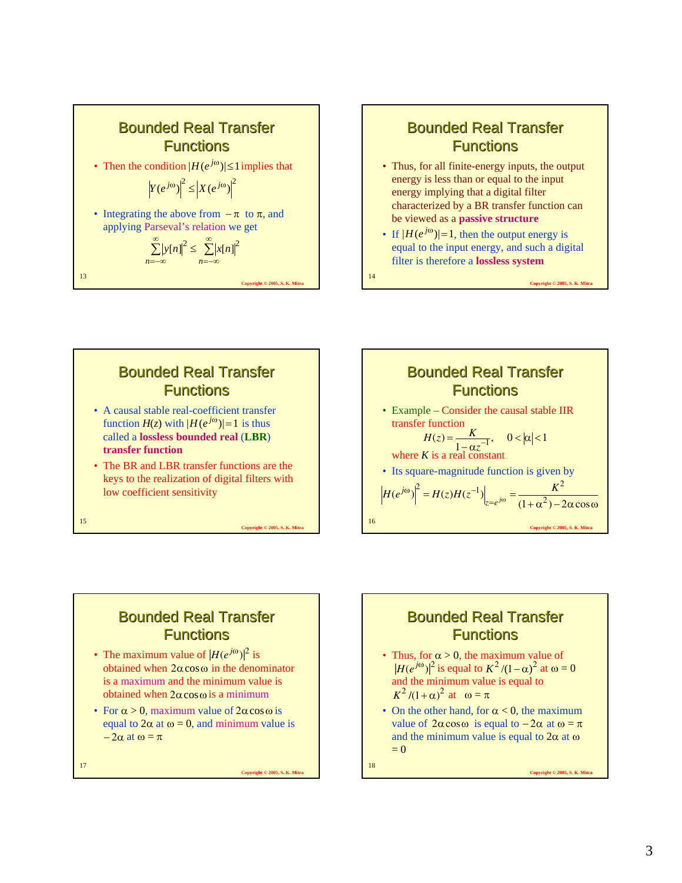## Bounded Real Transfer Functions

- Then the condition $|H(e^{j\omega})| \le 1$ implies that

$$\left|Y(e^{j\omega})\right|^2 \le \left|X(e^{j\omega})\right|^2$$

- Integrating the above from $-\pi$ to $\pi$, and applying Parseval's relation we get

$$\sum_{n=-\infty}^{\infty} |y[n]|^2 \le \sum_{n=-\infty}^{\infty} |x[n]|^2$$

## Bounded Real Transfer Functions

- Thus, for all finite-energy inputs, the output energy is less than or equal to the input energy implying that a digital filter characterized by a BR transfer function can be viewed as a **passive structure**
- If $|H(e^{j\omega})| = 1$, then the output energy is equal to the input energy, and such a digital filter is therefore a **lossless system**

## Bounded Real Transfer Functions

- A causal stable real-coefficient transfer function $H(z)$ with $|H(e^{j\omega})| = 1$ is thus called a **lossless bounded real (LBR) transfer function**
- The BR and LBR transfer functions are the keys to the realization of digital filters with low coefficient sensitivity

## Bounded Real Transfer Functions

- Example – Consider the causal stable IIR transfer function

$$H(z) = \frac{K}{1 - \alpha z^{-1}}, \quad 0 < |\alpha| < 1$$

where $K$ is a real constant

- Its square-magnitude function is given by

$$\left|H(e^{j\omega})\right|^2 = H(z)H(z^{-1})\Big|_{z=e^{j\omega}} = \frac{K^2}{(1+\alpha^2) - 2\alpha\cos\omega}$$

## Bounded Real Transfer Functions

- The maximum value of $|H(e^{j\omega})|^2$ is obtained when $2\alpha\cos\omega$ in the denominator is a maximum and the minimum value is obtained when $2\alpha\cos\omega$ is a minimum
- For $\alpha > 0$, maximum value of $2\alpha\cos\omega$ is equal to $2\alpha$ at $\omega = 0$, and minimum value is $-2\alpha$ at $\omega = \pi$

## Bounded Real Transfer Functions

- Thus, for $\alpha > 0$, the maximum value of $|H(e^{j\omega})|^2$ is equal to $K^2/(1-\alpha)^2$ at $\omega = 0$ and the minimum value is equal to $K^2/(1+\alpha)^2$ at $\omega = \pi$
- On the other hand, for $\alpha < 0$, the maximum value of $2\alpha\cos\omega$ is equal to $-2\alpha$ at $\omega = \pi$ and the minimum value is equal to $2\alpha$ at $\omega = 0$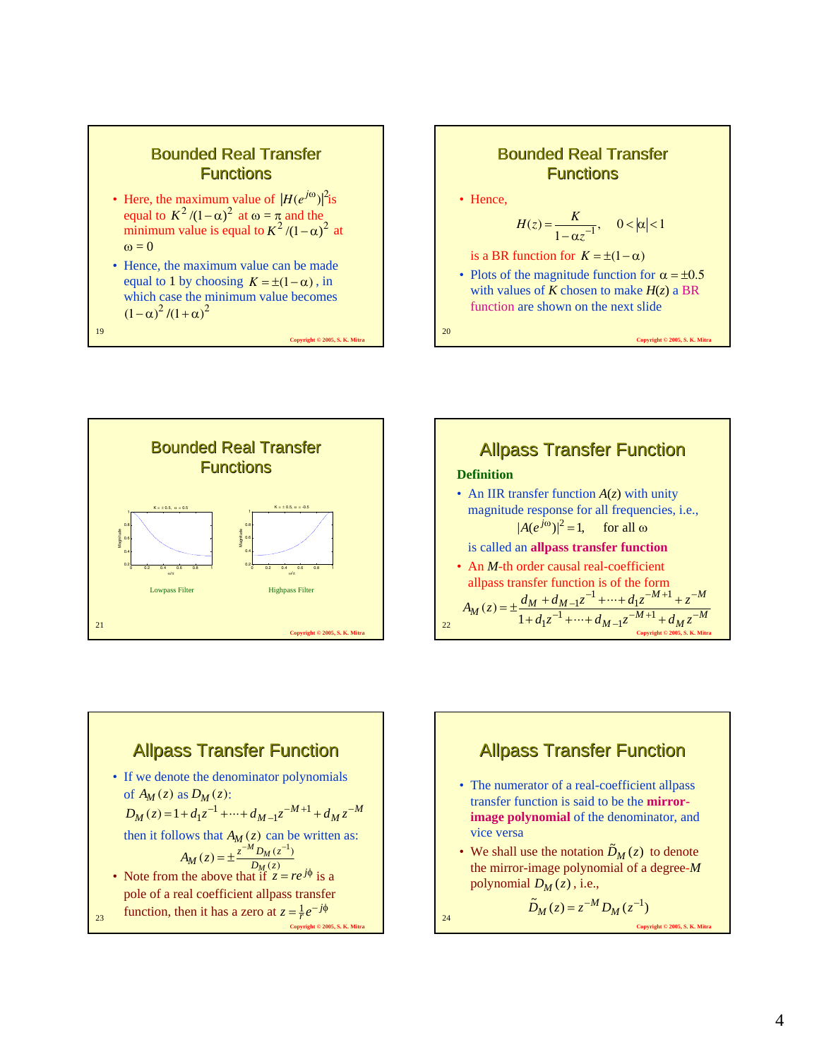## Bounded Real Transfer Functions

- Here, the maximum value of $|H(e^{j\omega})|^2$ is equal to $K^2/(1-\alpha)^2$ at $\omega = \pi$ and the minimum value is equal to $K^2/(1-\alpha)^2$ at $\omega = 0$
- Hence, the maximum value can be made equal to 1 by choosing $K = \pm(1-\alpha)$, in which case the minimum value becomes $(1-\alpha)^2/(1+\alpha)^2$

## Bounded Real Transfer Functions

- Hence,

$$H(z) = \frac{K}{1-\alpha z^{-1}}, \quad 0 < |\alpha| < 1$$

is a BR function for $K = \pm(1-\alpha)$

- Plots of the magnitude function for $\alpha = \pm 0.5$ with values of $K$ chosen to make $H(z)$ a BR function are shown on the next slide

## Bounded Real Transfer Functions

K = ± 0.5, α = 0.5

Lowpass Filter

K = ± 0.5, α = -0.5

Highpass Filter

## Allpass Transfer Function

**Definition**

- An IIR transfer function $A(z)$ with unity magnitude response for all frequencies, i.e.,

$$|A(e^{j\omega})|^2 = 1, \quad \text{for all } \omega$$

is called an **allpass transfer function**

- An $M$-th order causal real-coefficient allpass transfer function is of the form

$$A_M(z) = \pm \frac{d_M + d_{M-1}z^{-1} + \cdots + d_1 z^{-M+1} + z^{-M}}{1 + d_1 z^{-1} + \cdots + d_{M-1}z^{-M+1} + d_M z^{-M}}$$

## Allpass Transfer Function

- If we denote the denominator polynomials of $A_M(z)$ as $D_M(z)$:

$$D_M(z) = 1 + d_1 z^{-1} + \cdots + d_{M-1}z^{-M+1} + d_M z^{-M}$$

then it follows that $A_M(z)$ can be written as:

$$A_M(z) = \pm \frac{z^{-M} D_M(z^{-1})}{D_M(z)}$$

- Note from the above that if $z = re^{j\phi}$ is a pole of a real coefficient allpass transfer function, then it has a zero at $z = \frac{1}{r}e^{-j\phi}$

## Allpass Transfer Function

- The numerator of a real-coefficient allpass transfer function is said to be the **mirror-image polynomial** of the denominator, and vice versa
- We shall use the notation $\tilde{D}_M(z)$ to denote the mirror-image polynomial of a degree-$M$ polynomial $D_M(z)$, i.e.,

$$\tilde{D}_M(z) = z^{-M} D_M(z^{-1})$$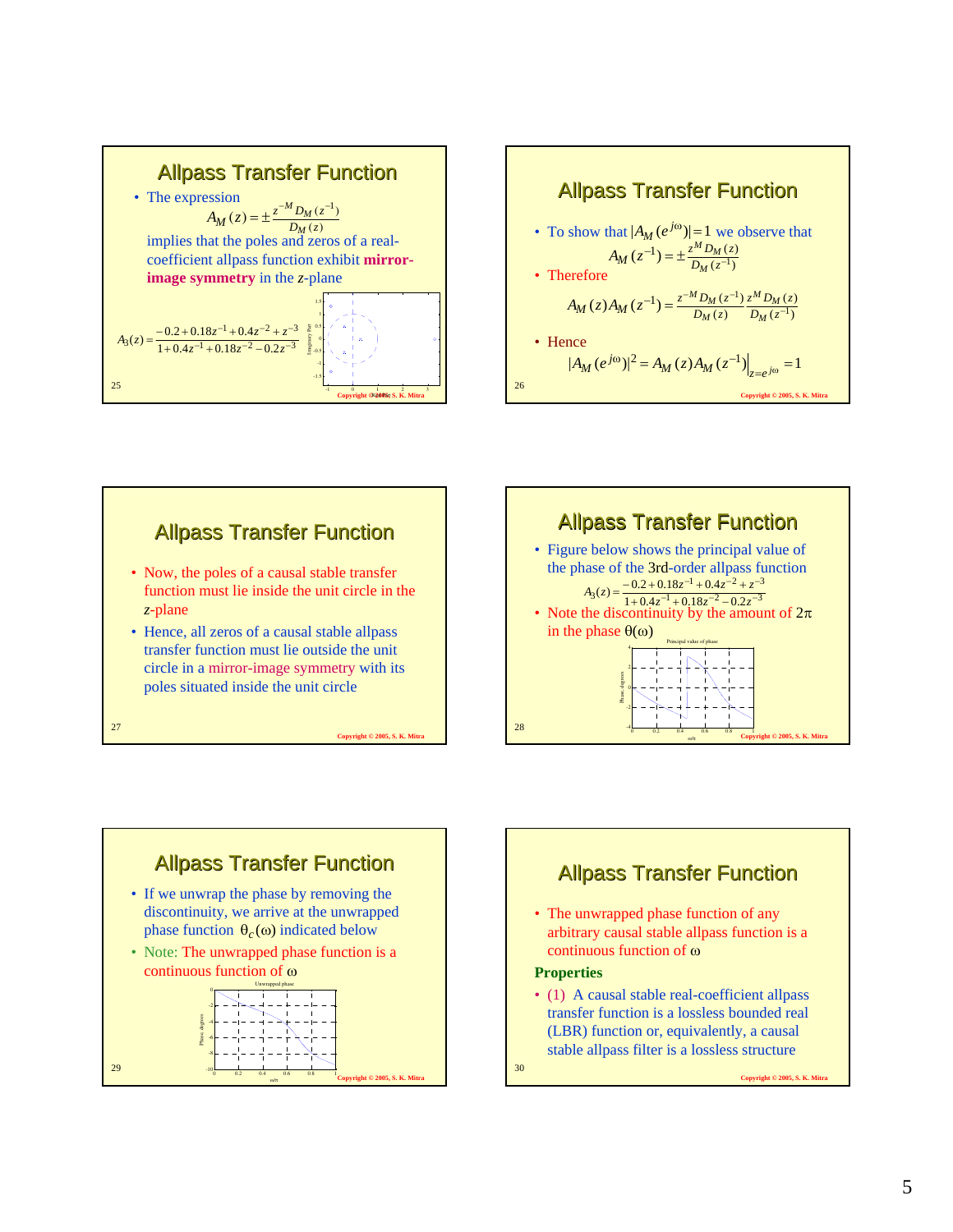## Allpass Transfer Function

- The expression
$$A_M(z) = \pm \frac{z^{-M} D_M(z^{-1})}{D_M(z)}$$
implies that the poles and zeros of a real-coefficient allpass function exhibit **mirror-image symmetry** in the $z$-plane

$$A_3(z) = \frac{-0.2 + 0.18z^{-1} + 0.4z^{-2} + z^{-3}}{1 + 0.4z^{-1} + 0.18z^{-2} - 0.2z^{-3}}$$

## Allpass Transfer Function

- To show that $|A_M(e^{j\omega})| = 1$ we observe that
$$A_M(z^{-1}) = \pm \frac{z^{M} D_M(z)}{D_M(z^{-1})}$$
- Therefore
$$A_M(z)A_M(z^{-1}) = \frac{z^{-M} D_M(z^{-1})}{D_M(z)} \frac{z^{M} D_M(z)}{D_M(z^{-1})}$$
- Hence
$$|A_M(e^{j\omega})|^2 = A_M(z)A_M(z^{-1})\big|_{z=e^{j\omega}} = 1$$

## Allpass Transfer Function

- Now, the poles of a causal stable transfer function must lie inside the unit circle in the $z$-plane
- Hence, all zeros of a causal stable allpass transfer function must lie outside the unit circle in a mirror-image symmetry with its poles situated inside the unit circle

## Allpass Transfer Function

- Figure below shows the principal value of the phase of the 3rd-order allpass function
$$A_3(z) = \frac{-0.2 + 0.18z^{-1} + 0.4z^{-2} + z^{-3}}{1 + 0.4z^{-1} + 0.18z^{-2} - 0.2z^{-3}}$$
- Note the discontinuity by the amount of $2\pi$ in the phase $\theta(\omega)$

## Allpass Transfer Function

- If we unwrap the phase by removing the discontinuity, we arrive at the unwrapped phase function $\theta_c(\omega)$ indicated below
- Note: The unwrapped phase function is a continuous function of $\omega$

## Allpass Transfer Function

- The unwrapped phase function of any arbitrary causal stable allpass function is a continuous function of $\omega$

**Properties**

- (1) A causal stable real-coefficient allpass transfer function is a lossless bounded real (LBR) function or, equivalently, a causal stable allpass filter is a lossless structure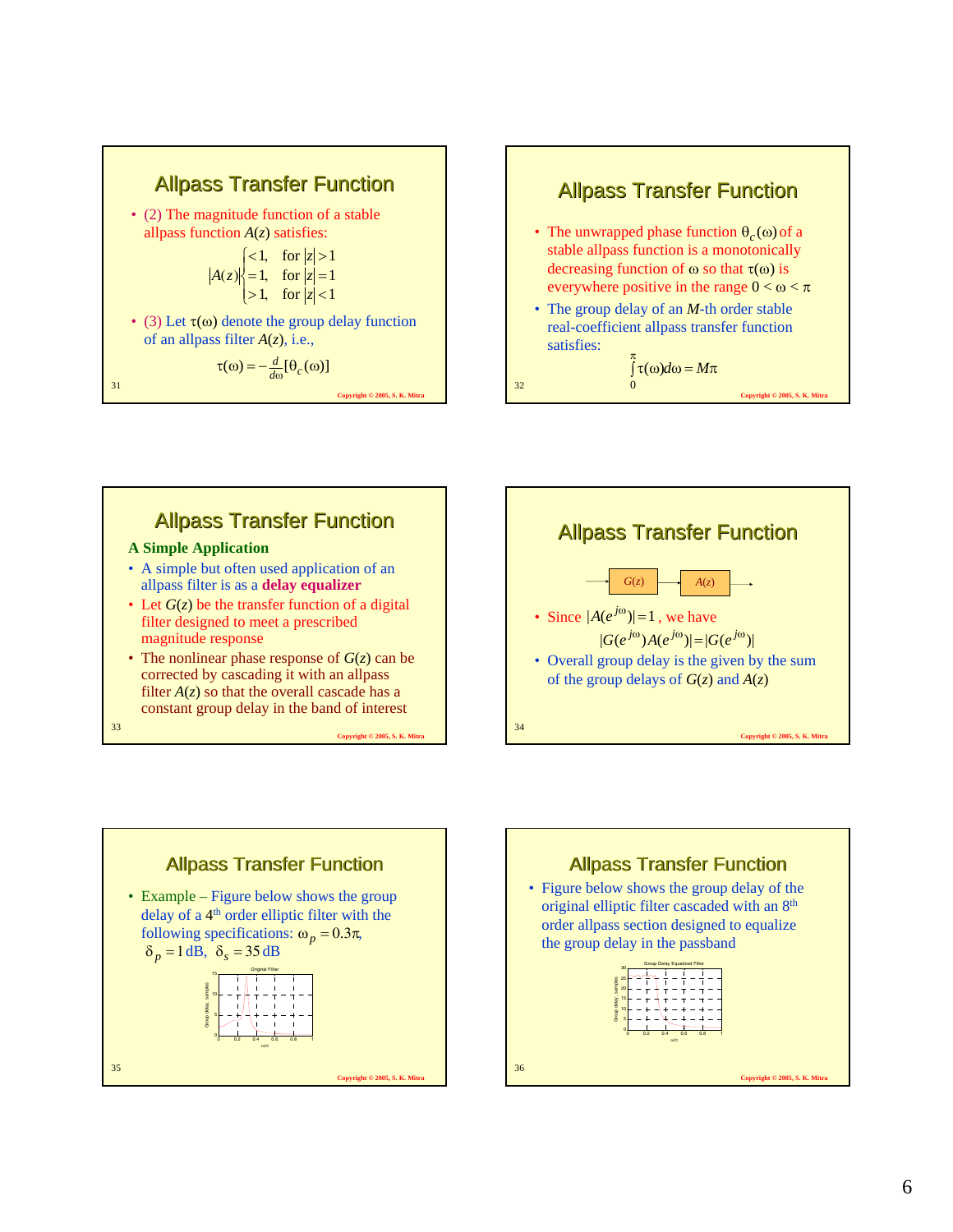## Allpass Transfer Function

- (2) The magnitude function of a stable allpass function $A(z)$ satisfies:

$$|A(z)| \begin{cases} <1, & \text{for } |z|>1 \\ =1, & \text{for } |z|=1 \\ >1, & \text{for } |z|<1 \end{cases}$$

- (3) Let $\tau(\omega)$ denote the group delay function of an allpass filter $A(z)$, i.e.,

$$\tau(\omega) = -\frac{d}{d\omega}[\theta_c(\omega)]$$

## Allpass Transfer Function

- The unwrapped phase function $\theta_c(\omega)$ of a stable allpass function is a monotonically decreasing function of $\omega$ so that $\tau(\omega)$ is everywhere positive in the range $0 < \omega < \pi$
- The group delay of an $M$-th order stable real-coefficient allpass transfer function satisfies:

$$\int_0^{\pi} \tau(\omega) d\omega = M\pi$$

## Allpass Transfer Function

**A Simple Application**

- A simple but often used application of an allpass filter is as a **delay equalizer**
- Let $G(z)$ be the transfer function of a digital filter designed to meet a prescribed magnitude response
- The nonlinear phase response of $G(z)$ can be corrected by cascading it with an allpass filter $A(z)$ so that the overall cascade has a constant group delay in the band of interest

## Allpass Transfer Function

$G(z)$ → $A(z)$ →

- Since $|A(e^{j\omega})| = 1$, we have

$$|G(e^{j\omega})A(e^{j\omega})| = |G(e^{j\omega})|$$

- Overall group delay is the given by the sum of the group delays of $G(z)$ and $A(z)$

## Allpass Transfer Function

- Example – Figure below shows the group delay of a 4th order elliptic filter with the following specifications: $\omega_p = 0.3\pi$, $\delta_p = 1$ dB, $\delta_s = 35$ dB

## Allpass Transfer Function

- Figure below shows the group delay of the original elliptic filter cascaded with an 8th order allpass section designed to equalize the group delay in the passband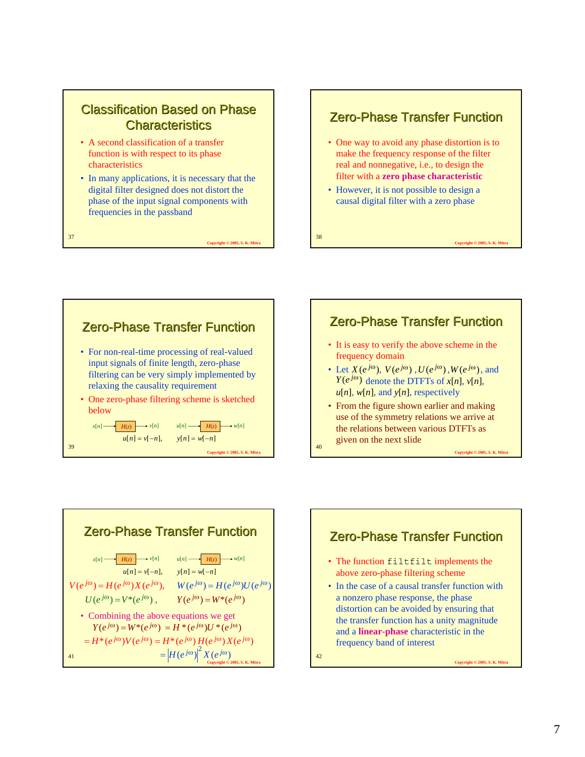## Classification Based on Phase Characteristics

- A second classification of a transfer function is with respect to its phase characteristics
- In many applications, it is necessary that the digital filter designed does not distort the phase of the input signal components with frequencies in the passband

## Zero-Phase Transfer Function

- One way to avoid any phase distortion is to make the frequency response of the filter real and nonnegative, i.e., to design the filter with a **zero phase characteristic**
- However, it is not possible to design a causal digital filter with a zero phase

## Zero-Phase Transfer Function

- For non-real-time processing of real-valued input signals of finite length, zero-phase filtering can be very simply implemented by relaxing the causality requirement
- One zero-phase filtering scheme is sketched below

$x[n] \rightarrow H(z) \rightarrow v[n]$ $\qquad$ $u[n] \rightarrow H(z) \rightarrow w[n]$

$$u[n] = v[-n], \qquad y[n] = w[-n]$$

## Zero-Phase Transfer Function

- It is easy to verify the above scheme in the frequency domain
- Let $X(e^{j\omega})$, $V(e^{j\omega})$, $U(e^{j\omega})$, $W(e^{j\omega})$, and $Y(e^{j\omega})$ denote the DTFTs of $x[n]$, $v[n]$, $u[n]$, $w[n]$, and $y[n]$, respectively
- From the figure shown earlier and making use of the symmetry relations we arrive at the relations between various DTFTs as given on the next slide

## Zero-Phase Transfer Function

$x[n] \rightarrow H(z) \rightarrow v[n]$ $\qquad$ $u[n] \rightarrow H(z) \rightarrow w[n]$

$$u[n] = v[-n], \qquad y[n] = w[-n]$$

$$V(e^{j\omega}) = H(e^{j\omega})X(e^{j\omega}), \qquad W(e^{j\omega}) = H(e^{j\omega})U(e^{j\omega})$$

$$U(e^{j\omega}) = V^*(e^{j\omega}), \qquad Y(e^{j\omega}) = W^*(e^{j\omega})$$

- Combining the above equations we get

$$Y(e^{j\omega}) = W^*(e^{j\omega}) = H^*(e^{j\omega})U^*(e^{j\omega})$$
$$= H^*(e^{j\omega})V(e^{j\omega}) = H^*(e^{j\omega})H(e^{j\omega})X(e^{j\omega})$$
$$= \left|H(e^{j\omega})\right|^2 X(e^{j\omega})$$

## Zero-Phase Transfer Function

- The function `filtfilt` implements the above zero-phase filtering scheme
- In the case of a causal transfer function with a nonzero phase response, the phase distortion can be avoided by ensuring that the transfer function has a unity magnitude and a **linear-phase** characteristic in the frequency band of interest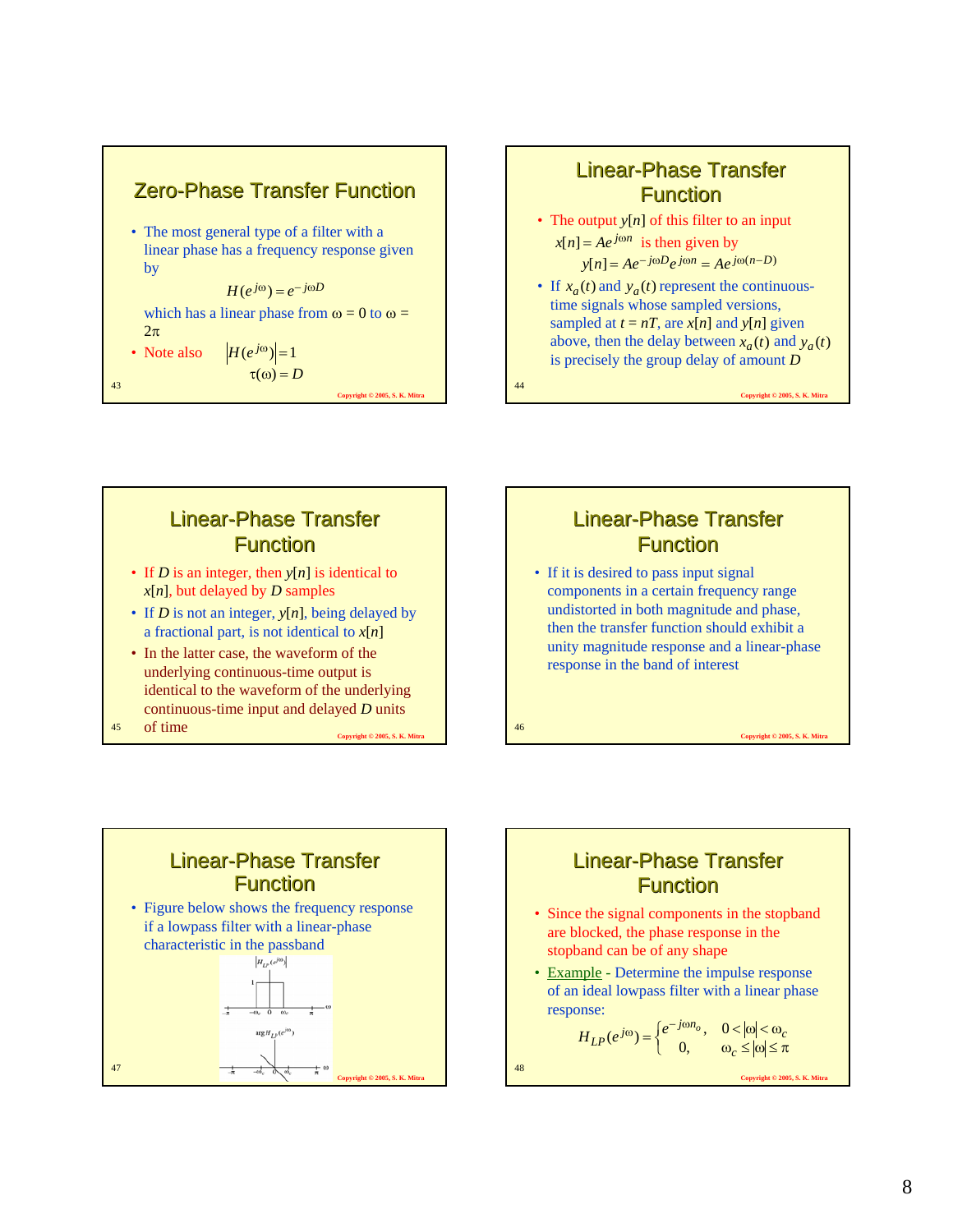## Zero-Phase Transfer Function

- The most general type of a filter with a linear phase has a frequency response given by

$$H(e^{j\omega}) = e^{-j\omega D}$$

which has a linear phase from $\omega = 0$ to $\omega = 2\pi$

- Note also $|H(e^{j\omega})| = 1$

$$\tau(\omega) = D$$

Copyright © 2005, S. K. Mitra

## Linear-Phase Transfer Function

- The output $y[n]$ of this filter to an input $x[n] = Ae^{j\omega n}$ is then given by

$$y[n] = Ae^{-j\omega D}e^{j\omega n} = Ae^{j\omega(n-D)}$$

- If $x_a(t)$ and $y_a(t)$ represent the continuous-time signals whose sampled versions, sampled at $t = nT$, are $x[n]$ and $y[n]$ given above, then the delay between $x_a(t)$ and $y_a(t)$ is precisely the group delay of amount $D$

Copyright © 2005, S. K. Mitra

## Linear-Phase Transfer Function

- If $D$ is an integer, then $y[n]$ is identical to $x[n]$, but delayed by $D$ samples
- If $D$ is not an integer, $y[n]$, being delayed by a fractional part, is not identical to $x[n]$
- In the latter case, the waveform of the underlying continuous-time output is identical to the waveform of the underlying continuous-time input and delayed $D$ units of time

Copyright © 2005, S. K. Mitra

## Linear-Phase Transfer Function

- If it is desired to pass input signal components in a certain frequency range undistorted in both magnitude and phase, then the transfer function should exhibit a unity magnitude response and a linear-phase response in the band of interest

Copyright © 2005, S. K. Mitra

## Linear-Phase Transfer Function

- Figure below shows the frequency response if a lowpass filter with a linear-phase characteristic in the passband

Copyright © 2005, S. K. Mitra

## Linear-Phase Transfer Function

- Since the signal components in the stopband are blocked, the phase response in the stopband can be of any shape
- Example - Determine the impulse response of an ideal lowpass filter with a linear phase response:

$$H_{LP}(e^{j\omega}) = \begin{cases} e^{-j\omega n_o}, & 0 < |\omega| < \omega_c \\ 0, & \omega_c \le |\omega| \le \pi \end{cases}$$

Copyright © 2005, S. K. Mitra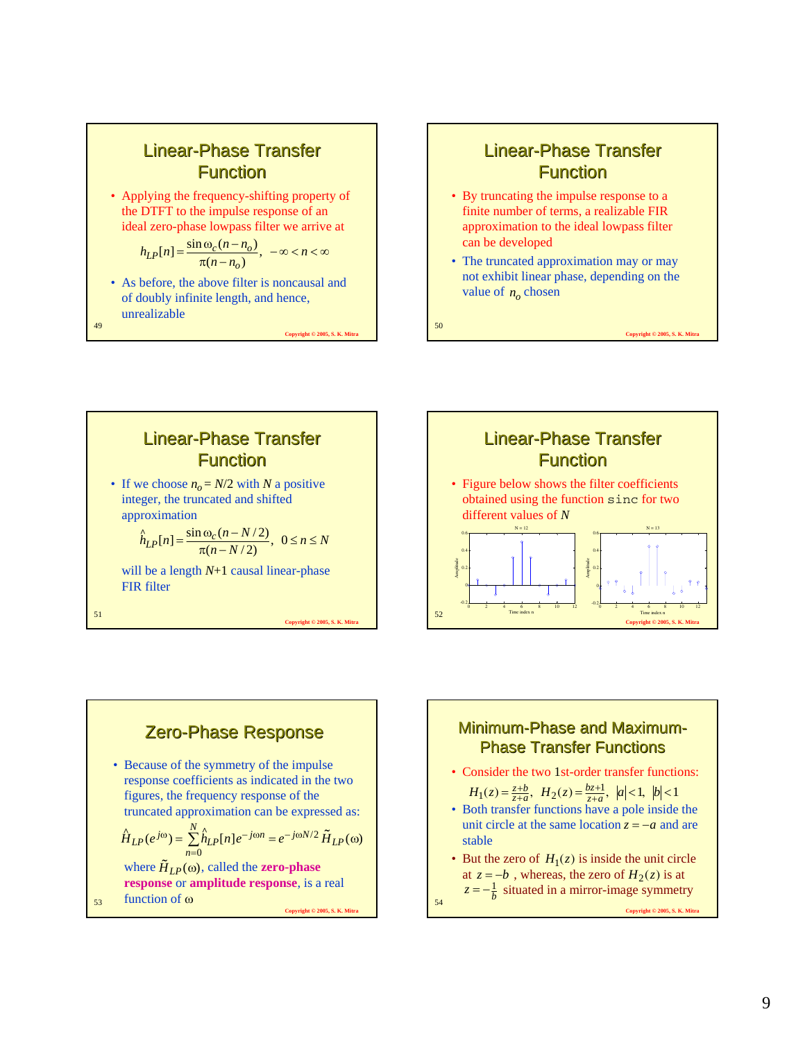## Linear-Phase Transfer Function

- Applying the frequency-shifting property of the DTFT to the impulse response of an ideal zero-phase lowpass filter we arrive at

$$h_{LP}[n] = \frac{\sin \omega_c (n - n_o)}{\pi (n - n_o)}, \quad -\infty < n < \infty$$

- As before, the above filter is noncausal and of doubly infinite length, and hence, unrealizable

## Linear-Phase Transfer Function

- By truncating the impulse response to a finite number of terms, a realizable FIR approximation to the ideal lowpass filter can be developed
- The truncated approximation may or may not exhibit linear phase, depending on the value of $n_o$ chosen

## Linear-Phase Transfer Function

- If we choose $n_o = N/2$ with $N$ a positive integer, the truncated and shifted approximation

$$\hat{h}_{LP}[n] = \frac{\sin \omega_c (n - N/2)}{\pi (n - N/2)}, \quad 0 \le n \le N$$

will be a length $N+1$ causal linear-phase FIR filter

## Linear-Phase Transfer Function

- Figure below shows the filter coefficients obtained using the function `sinc` for two different values of $N$

## Zero-Phase Response

- Because of the symmetry of the impulse response coefficients as indicated in the two figures, the frequency response of the truncated approximation can be expressed as:

$$\hat{H}_{LP}(e^{j\omega}) = \sum_{n=0}^{N} \hat{h}_{LP}[n] e^{-j\omega n} = e^{-j\omega N/2} \tilde{H}_{LP}(\omega)$$

where $\tilde{H}_{LP}(\omega)$, called the **zero-phase response** or **amplitude response**, is a real function of $\omega$

## Minimum-Phase and Maximum-Phase Transfer Functions

- Consider the two 1st-order transfer functions:

$$H_1(z) = \frac{z+b}{z+a}, \quad H_2(z) = \frac{bz+1}{z+a}, \quad |a| < 1, \; |b| < 1$$

- Both transfer functions have a pole inside the unit circle at the same location $z = -a$ and are stable
- But the zero of $H_1(z)$ is inside the unit circle at $z = -b$, whereas, the zero of $H_2(z)$ is at $z = -\frac{1}{b}$ situated in a mirror-image symmetry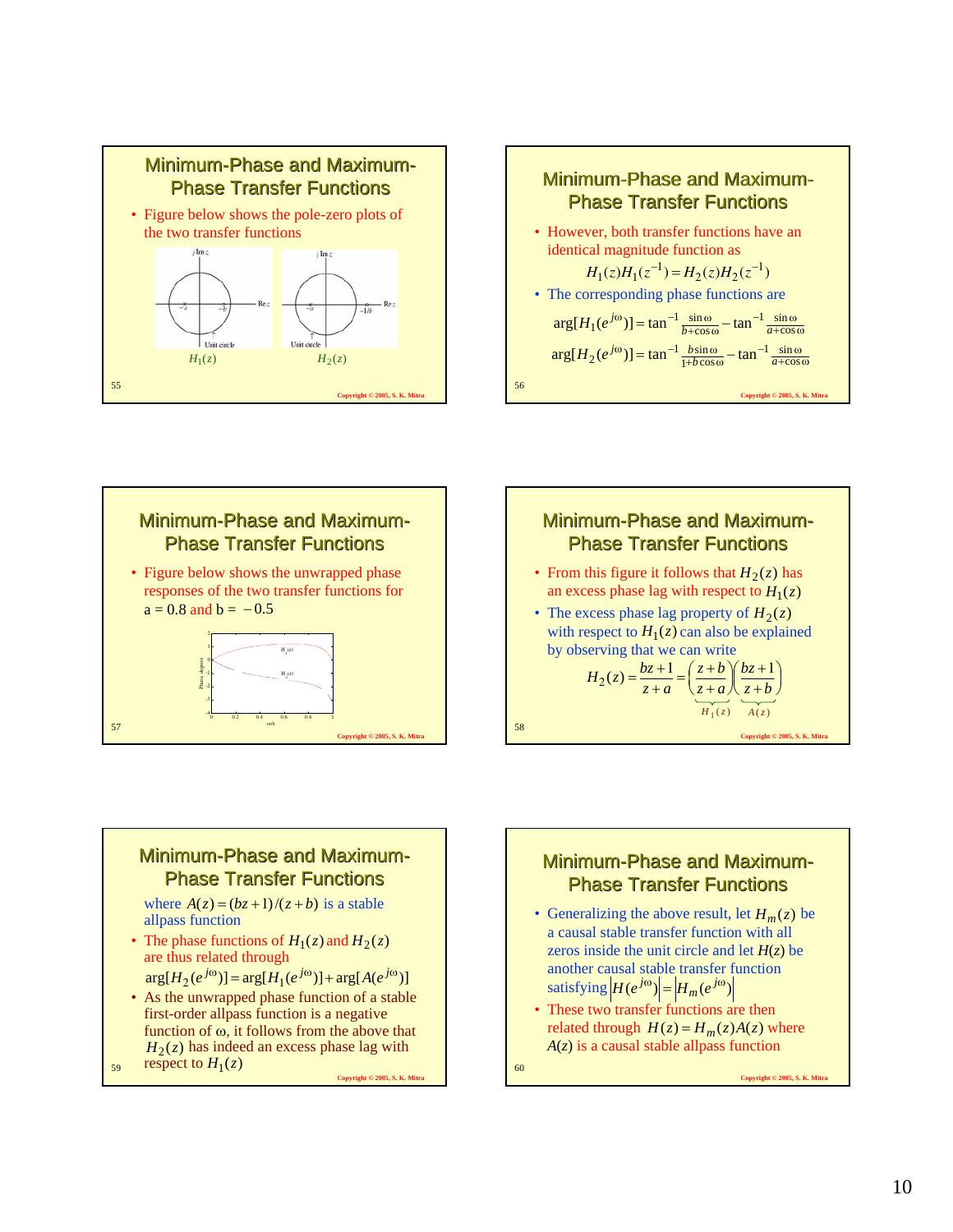## Minimum-Phase and Maximum-Phase Transfer Functions

- Figure below shows the pole-zero plots of the two transfer functions

$H_1(z)$ $H_2(z)$

## Minimum-Phase and Maximum-Phase Transfer Functions

- However, both transfer functions have an identical magnitude function as

$$H_1(z)H_1(z^{-1}) = H_2(z)H_2(z^{-1})$$

- The corresponding phase functions are

$$\arg[H_1(e^{j\omega})] = \tan^{-1}\frac{\sin\omega}{b+\cos\omega} - \tan^{-1}\frac{\sin\omega}{a+\cos\omega}$$

$$\arg[H_2(e^{j\omega})] = \tan^{-1}\frac{b\sin\omega}{1+b\cos\omega} - \tan^{-1}\frac{\sin\omega}{a+\cos\omega}$$

## Minimum-Phase and Maximum-Phase Transfer Functions

- Figure below shows the unwrapped phase responses of the two transfer functions for $a = 0.8$ and $b = -0.5$

## Minimum-Phase and Maximum-Phase Transfer Functions

- From this figure it follows that $H_2(z)$ has an excess phase lag with respect to $H_1(z)$
- The excess phase lag property of $H_2(z)$ with respect to $H_1(z)$ can also be explained by observing that we can write

$$H_2(z) = \frac{bz+1}{z+a} = \underbrace{\left(\frac{z+b}{z+a}\right)}_{H_1(z)}\underbrace{\left(\frac{bz+1}{z+b}\right)}_{A(z)}$$

## Minimum-Phase and Maximum-Phase Transfer Functions

where $A(z) = (bz+1)/(z+b)$ is a stable allpass function

- The phase functions of $H_1(z)$ and $H_2(z)$ are thus related through

$$\arg[H_2(e^{j\omega})] = \arg[H_1(e^{j\omega})] + \arg[A(e^{j\omega})]$$

- As the unwrapped phase function of a stable first-order allpass function is a negative function of $\omega$, it follows from the above that $H_2(z)$ has indeed an excess phase lag with respect to $H_1(z)$

## Minimum-Phase and Maximum-Phase Transfer Functions

- Generalizing the above result, let $H_m(z)$ be a causal stable transfer function with all zeros inside the unit circle and let $H(z)$ be another causal stable transfer function satisfying $|H(e^{j\omega})| = |H_m(e^{j\omega})|$
- These two transfer functions are then related through $H(z) = H_m(z)A(z)$ where $A(z)$ is a causal stable allpass function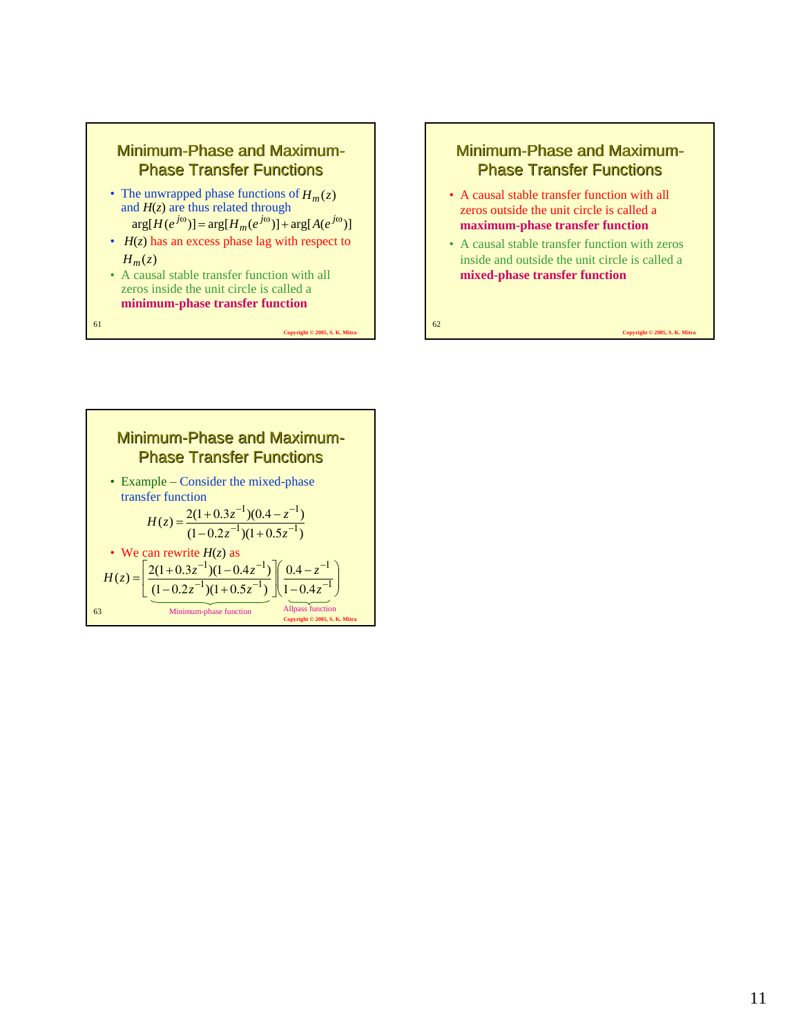## Minimum-Phase and Maximum-Phase Transfer Functions

- The unwrapped phase functions of $H_m(z)$ and $H(z)$ are thus related through

$$\arg[H(e^{j\omega})] = \arg[H_m(e^{j\omega})] + \arg[A(e^{j\omega})]$$

- $H(z)$ has an excess phase lag with respect to $H_m(z)$
- A causal stable transfer function with all zeros inside the unit circle is called a **minimum-phase transfer function**

## Minimum-Phase and Maximum-Phase Transfer Functions

- A causal stable transfer function with all zeros outside the unit circle is called a **maximum-phase transfer function**
- A causal stable transfer function with zeros inside and outside the unit circle is called a **mixed-phase transfer function**

## Minimum-Phase and Maximum-Phase Transfer Functions

- Example – Consider the mixed-phase transfer function

$$H(z) = \frac{2(1+0.3z^{-1})(0.4-z^{-1})}{(1-0.2z^{-1})(1+0.5z^{-1})}$$

- We can rewrite $H(z)$ as

$$H(z) = \underbrace{\left[\frac{2(1+0.3z^{-1})(1-0.4z^{-1})}{(1-0.2z^{-1})(1+0.5z^{-1})}\right]}_{\text{Minimum-phase function}}\underbrace{\left(\frac{0.4-z^{-1}}{1-0.4z^{-1}}\right)}_{\text{Allpass function}}$$